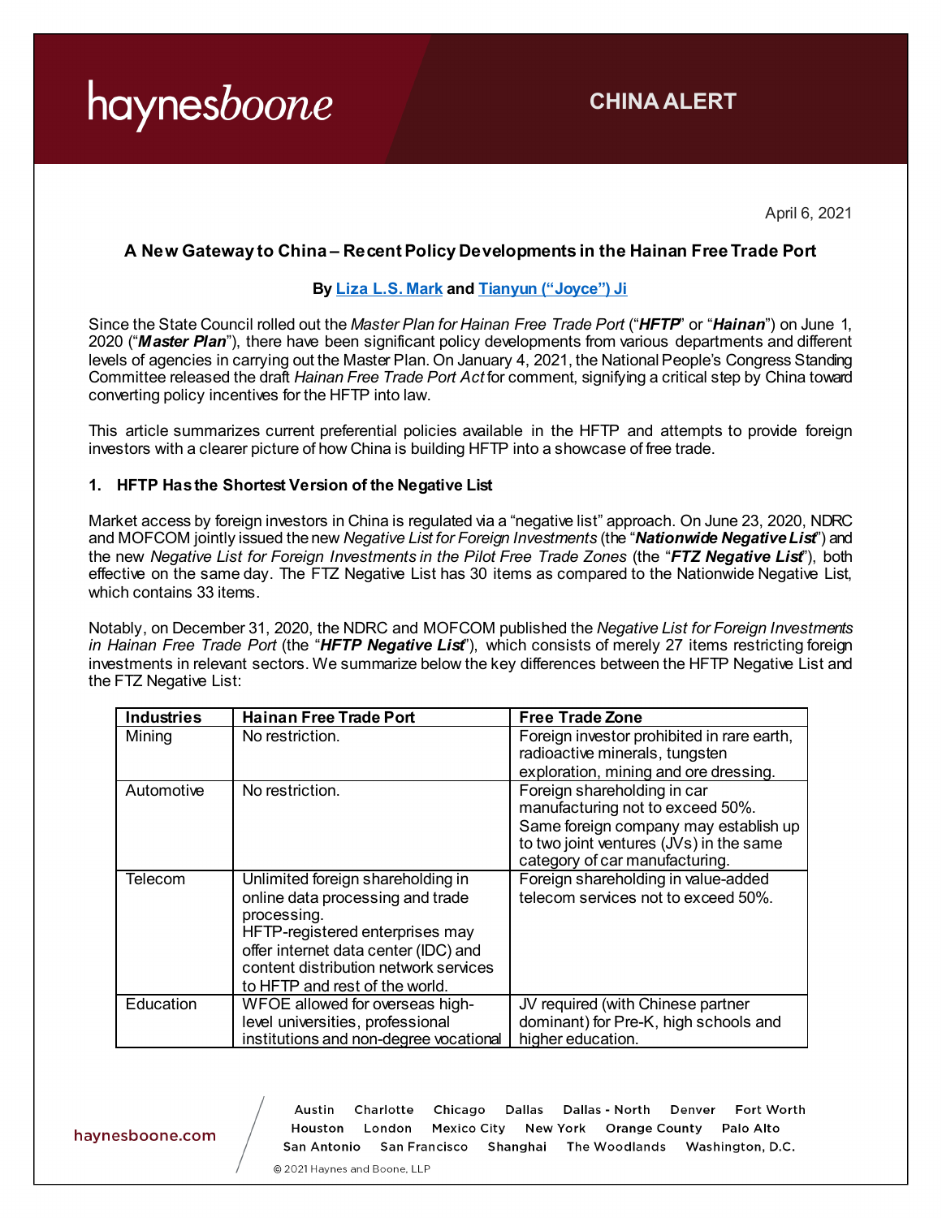CHINA ALERT

April 6, 2021

## A New Gateway to China – Recent Policy Developments in the Hainan Free Trade Port

**By Liza L.S. Mark and Tianyun ("Joyce") Ji**

Since the State Council rolled out the *Master Plan for Hainan Free Trade Port* ("***HFTP***" or "***Hainan***") on June 1, 2020 ("***Master Plan***"), there have been significant policy developments from various departments and different levels of agencies in carrying out the Master Plan. On January 4, 2021, the National People's Congress Standing Committee released the draft *Hainan Free Trade Port Act* for comment, signifying a critical step by China toward converting policy incentives for the HFTP into law.

This article summarizes current preferential policies available in the HFTP and attempts to provide foreign investors with a clearer picture of how China is building HFTP into a showcase of free trade.

### 1. HFTP Has the Shortest Version of the Negative List

Market access by foreign investors in China is regulated via a "negative list" approach. On June 23, 2020, NDRC and MOFCOM jointly issued the new *Negative List for Foreign Investments* (the "***Nationwide Negative List***") and the new *Negative List for Foreign Investments in the Pilot Free Trade Zones* (the "***FTZ Negative List***"), both effective on the same day. The FTZ Negative List has 30 items as compared to the Nationwide Negative List, which contains 33 items.

Notably, on December 31, 2020, the NDRC and MOFCOM published the *Negative List for Foreign Investments in Hainan Free Trade Port* (the "***HFTP Negative List***"), which consists of merely 27 items restricting foreign investments in relevant sectors. We summarize below the key differences between the HFTP Negative List and the FTZ Negative List:

| Industries | Hainan Free Trade Port | Free Trade Zone |
|---|---|---|
| Mining | No restriction. | Foreign investor prohibited in rare earth, radioactive minerals, tungsten exploration, mining and ore dressing. |
| Automotive | No restriction. | Foreign shareholding in car manufacturing not to exceed 50%. Same foreign company may establish up to two joint ventures (JVs) in the same category of car manufacturing. |
| Telecom | Unlimited foreign shareholding in online data processing and trade processing. HFTP-registered enterprises may offer internet data center (IDC) and content distribution network services to HFTP and rest of the world. | Foreign shareholding in value-added telecom services not to exceed 50%. |
| Education | WFOE allowed for overseas high-level universities, professional institutions and non-degree vocational | JV required (with Chinese partner dominant) for Pre-K, high schools and higher education. |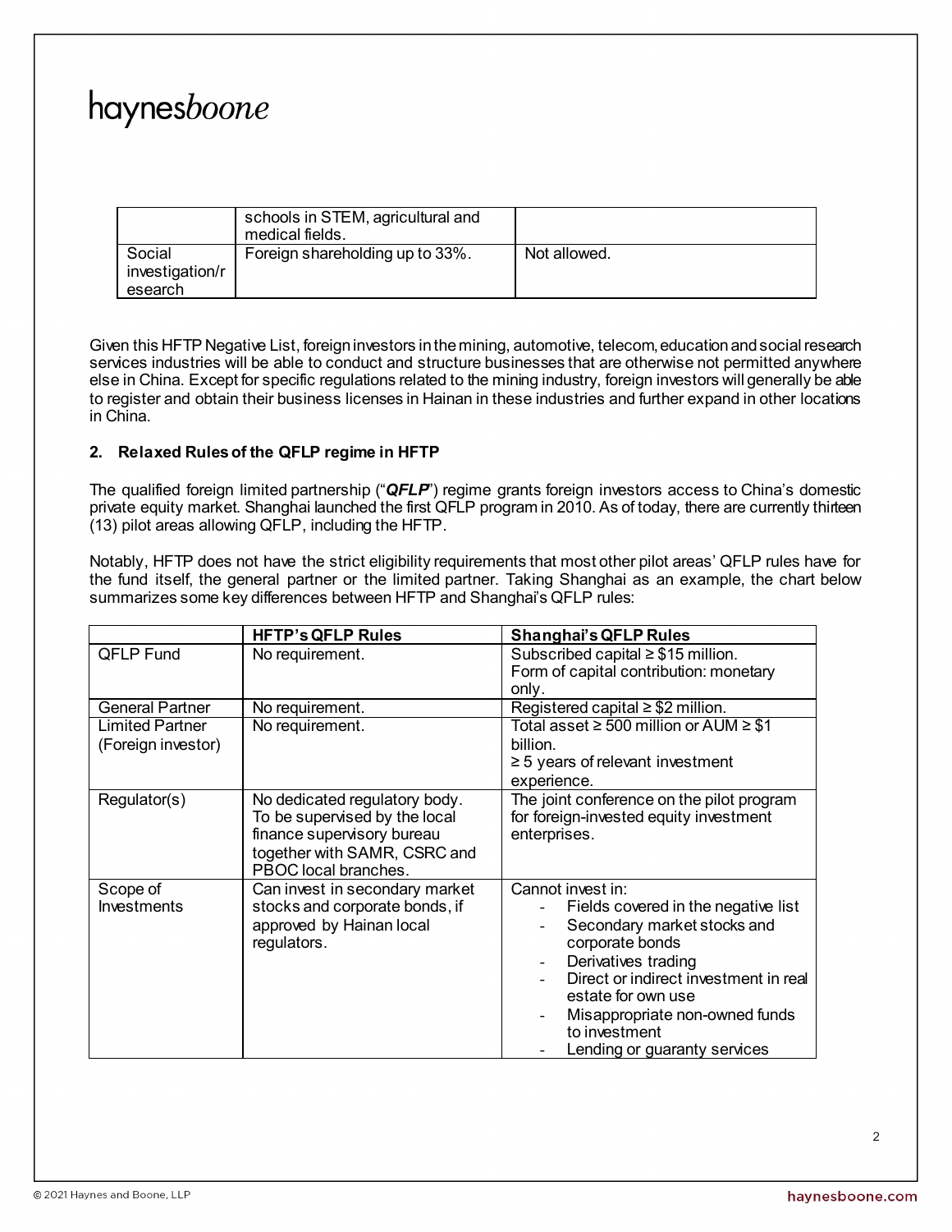|  | schools in STEM, agricultural and medical fields. |  |
| --- | --- | --- |
| Social investigation/research | Foreign shareholding up to 33%. | Not allowed. |

Given this HFTP Negative List, foreign investors in the mining, automotive, telecom, education and social research services industries will be able to conduct and structure businesses that are otherwise not permitted anywhere else in China. Except for specific regulations related to the mining industry, foreign investors will generally be able to register and obtain their business licenses in Hainan in these industries and further expand in other locations in China.

**2. Relaxed Rules of the QFLP regime in HFTP**

The qualified foreign limited partnership ("***QFLP***") regime grants foreign investors access to China's domestic private equity market. Shanghai launched the first QFLP program in 2010. As of today, there are currently thirteen (13) pilot areas allowing QFLP, including the HFTP.

Notably, HFTP does not have the strict eligibility requirements that most other pilot areas' QFLP rules have for the fund itself, the general partner or the limited partner. Taking Shanghai as an example, the chart below summarizes some key differences between HFTP and Shanghai's QFLP rules:

|  | **HFTP's QFLP Rules** | **Shanghai's QFLP Rules** |
| --- | --- | --- |
| QFLP Fund | No requirement. | Subscribed capital ≥ $15 million.<br>Form of capital contribution: monetary only. |
| General Partner | No requirement. | Registered capital ≥ $2 million. |
| Limited Partner (Foreign investor) | No requirement. | Total asset ≥ 500 million or AUM ≥ $1 billion.<br>≥ 5 years of relevant investment experience. |
| Regulator(s) | No dedicated regulatory body. To be supervised by the local finance supervisory bureau together with SAMR, CSRC and PBOC local branches. | The joint conference on the pilot program for foreign-invested equity investment enterprises. |
| Scope of Investments | Can invest in secondary market stocks and corporate bonds, if approved by Hainan local regulators. | Cannot invest in:<br>- Fields covered in the negative list<br>- Secondary market stocks and corporate bonds<br>- Derivatives trading<br>- Direct or indirect investment in real estate for own use<br>- Misappropriate non-owned funds to investment<br>- Lending or guaranty services |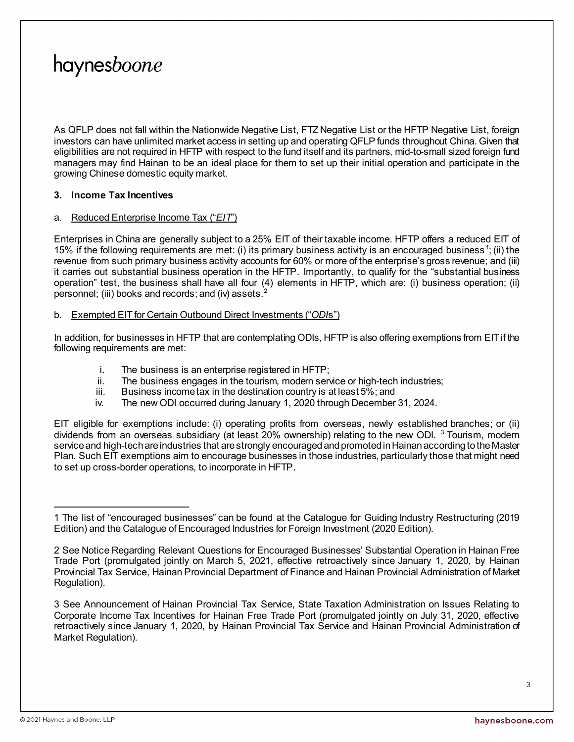As QFLP does not fall within the Nationwide Negative List, FTZ Negative List or the HFTP Negative List, foreign investors can have unlimited market access in setting up and operating QFLP funds throughout China. Given that eligibilities are not required in HFTP with respect to the fund itself and its partners, mid-to-small sized foreign fund managers may find Hainan to be an ideal place for them to set up their initial operation and participate in the growing Chinese domestic equity market.

**3. Income Tax Incentives**

a. Reduced Enterprise Income Tax ("*EIT*")

Enterprises in China are generally subject to a 25% EIT of their taxable income. HFTP offers a reduced EIT of 15% if the following requirements are met: (i) its primary business activity is an encouraged business[1]; (ii) the revenue from such primary business activity accounts for 60% or more of the enterprise's gross revenue; and (iii) it carries out substantial business operation in the HFTP. Importantly, to qualify for the "substantial business operation" test, the business shall have all four (4) elements in HFTP, which are: (i) business operation; (ii) personnel; (iii) books and records; and (iv) assets.[2]

b. Exempted EIT for Certain Outbound Direct Investments ("*ODI*s")

In addition, for businesses in HFTP that are contemplating ODIs, HFTP is also offering exemptions from EIT if the following requirements are met:

i. The business is an enterprise registered in HFTP;
ii. The business engages in the tourism, modern service or high-tech industries;
iii. Business income tax in the destination country is at least 5%; and
iv. The new ODI occurred during January 1, 2020 through December 31, 2024.

EIT eligible for exemptions include: (i) operating profits from overseas, newly established branches; or (ii) dividends from an overseas subsidiary (at least 20% ownership) relating to the new ODI. [3] Tourism, modern service and high-tech are industries that are strongly encouraged and promoted in Hainan according to the Master Plan. Such EIT exemptions aim to encourage businesses in those industries, particularly those that might need to set up cross-border operations, to incorporate in HFTP.

---

1 The list of "encouraged businesses" can be found at the Catalogue for Guiding Industry Restructuring (2019 Edition) and the Catalogue of Encouraged Industries for Foreign Investment (2020 Edition).

2 See Notice Regarding Relevant Questions for Encouraged Businesses' Substantial Operation in Hainan Free Trade Port (promulgated jointly on March 5, 2021, effective retroactively since January 1, 2020, by Hainan Provincial Tax Service, Hainan Provincial Department of Finance and Hainan Provincial Administration of Market Regulation).

3 See Announcement of Hainan Provincial Tax Service, State Taxation Administration on Issues Relating to Corporate Income Tax Incentives for Hainan Free Trade Port (promulgated jointly on July 31, 2020, effective retroactively since January 1, 2020, by Hainan Provincial Tax Service and Hainan Provincial Administration of Market Regulation).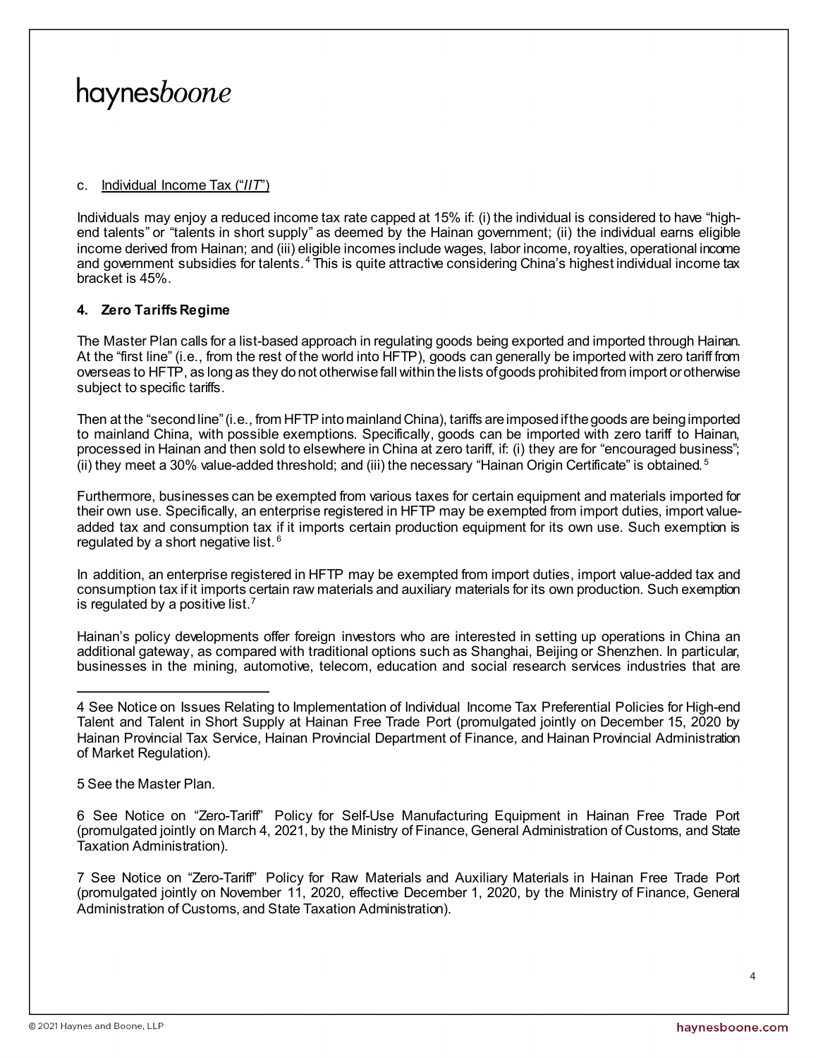c. Individual Income Tax (“*IIT*”)

Individuals may enjoy a reduced income tax rate capped at 15% if: (i) the individual is considered to have “high-end talents” or “talents in short supply” as deemed by the Hainan government; (ii) the individual earns eligible income derived from Hainan; and (iii) eligible incomes include wages, labor income, royalties, operational income and government subsidies for talents.[4] This is quite attractive considering China’s highest individual income tax bracket is 45%.

**4. Zero Tariffs Regime**

The Master Plan calls for a list-based approach in regulating goods being exported and imported through Hainan. At the “first line” (i.e., from the rest of the world into HFTP), goods can generally be imported with zero tariff from overseas to HFTP, as long as they do not otherwise fall within the lists of goods prohibited from import or otherwise subject to specific tariffs.

Then at the “second line” (i.e., from HFTP into mainland China), tariffs are imposed if the goods are being imported to mainland China, with possible exemptions. Specifically, goods can be imported with zero tariff to Hainan, processed in Hainan and then sold to elsewhere in China at zero tariff, if: (i) they are for “encouraged business”; (ii) they meet a 30% value-added threshold; and (iii) the necessary “Hainan Origin Certificate” is obtained.[5]

Furthermore, businesses can be exempted from various taxes for certain equipment and materials imported for their own use. Specifically, an enterprise registered in HFTP may be exempted from import duties, import value-added tax and consumption tax if it imports certain production equipment for its own use. Such exemption is regulated by a short negative list.[6]

In addition, an enterprise registered in HFTP may be exempted from import duties, import value-added tax and consumption tax if it imports certain raw materials and auxiliary materials for its own production. Such exemption is regulated by a positive list.[7]

Hainan’s policy developments offer foreign investors who are interested in setting up operations in China an additional gateway, as compared with traditional options such as Shanghai, Beijing or Shenzhen. In particular, businesses in the mining, automotive, telecom, education and social research services industries that are

---

4 See Notice on Issues Relating to Implementation of Individual Income Tax Preferential Policies for High-end Talent and Talent in Short Supply at Hainan Free Trade Port (promulgated jointly on December 15, 2020 by Hainan Provincial Tax Service, Hainan Provincial Department of Finance, and Hainan Provincial Administration of Market Regulation).

5 See the Master Plan.

6 See Notice on “Zero-Tariff” Policy for Self-Use Manufacturing Equipment in Hainan Free Trade Port (promulgated jointly on March 4, 2021, by the Ministry of Finance, General Administration of Customs, and State Taxation Administration).

7 See Notice on “Zero-Tariff” Policy for Raw Materials and Auxiliary Materials in Hainan Free Trade Port (promulgated jointly on November 11, 2020, effective December 1, 2020, by the Ministry of Finance, General Administration of Customs, and State Taxation Administration).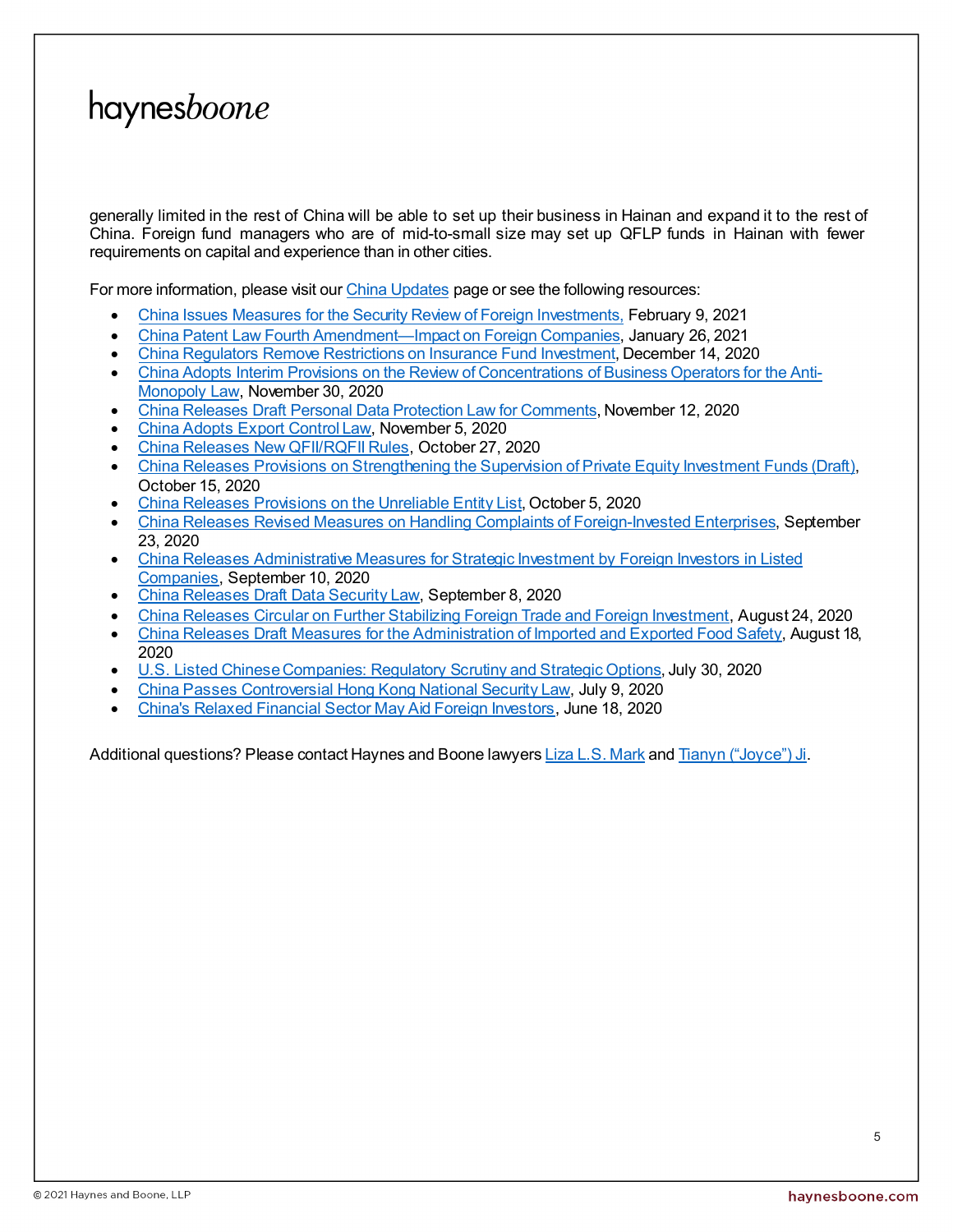generally limited in the rest of China will be able to set up their business in Hainan and expand it to the rest of China. Foreign fund managers who are of mid-to-small size may set up QFLP funds in Hainan with fewer requirements on capital and experience than in other cities.

For more information, please visit our China Updates page or see the following resources:

- China Issues Measures for the Security Review of Foreign Investments, February 9, 2021
- China Patent Law Fourth Amendment—Impact on Foreign Companies, January 26, 2021
- China Regulators Remove Restrictions on Insurance Fund Investment, December 14, 2020
- China Adopts Interim Provisions on the Review of Concentrations of Business Operators for the Anti-Monopoly Law, November 30, 2020
- China Releases Draft Personal Data Protection Law for Comments, November 12, 2020
- China Adopts Export Control Law, November 5, 2020
- China Releases New QFII/RQFII Rules, October 27, 2020
- China Releases Provisions on Strengthening the Supervision of Private Equity Investment Funds (Draft), October 15, 2020
- China Releases Provisions on the Unreliable Entity List, October 5, 2020
- China Releases Revised Measures on Handling Complaints of Foreign-Invested Enterprises, September 23, 2020
- China Releases Administrative Measures for Strategic Investment by Foreign Investors in Listed Companies, September 10, 2020
- China Releases Draft Data Security Law, September 8, 2020
- China Releases Circular on Further Stabilizing Foreign Trade and Foreign Investment, August 24, 2020
- China Releases Draft Measures for the Administration of Imported and Exported Food Safety, August 18, 2020
- U.S. Listed Chinese Companies: Regulatory Scrutiny and Strategic Options, July 30, 2020
- China Passes Controversial Hong Kong National Security Law, July 9, 2020
- China's Relaxed Financial Sector May Aid Foreign Investors, June 18, 2020

Additional questions? Please contact Haynes and Boone lawyers Liza L.S. Mark and Tianyn ("Joyce") Ji.